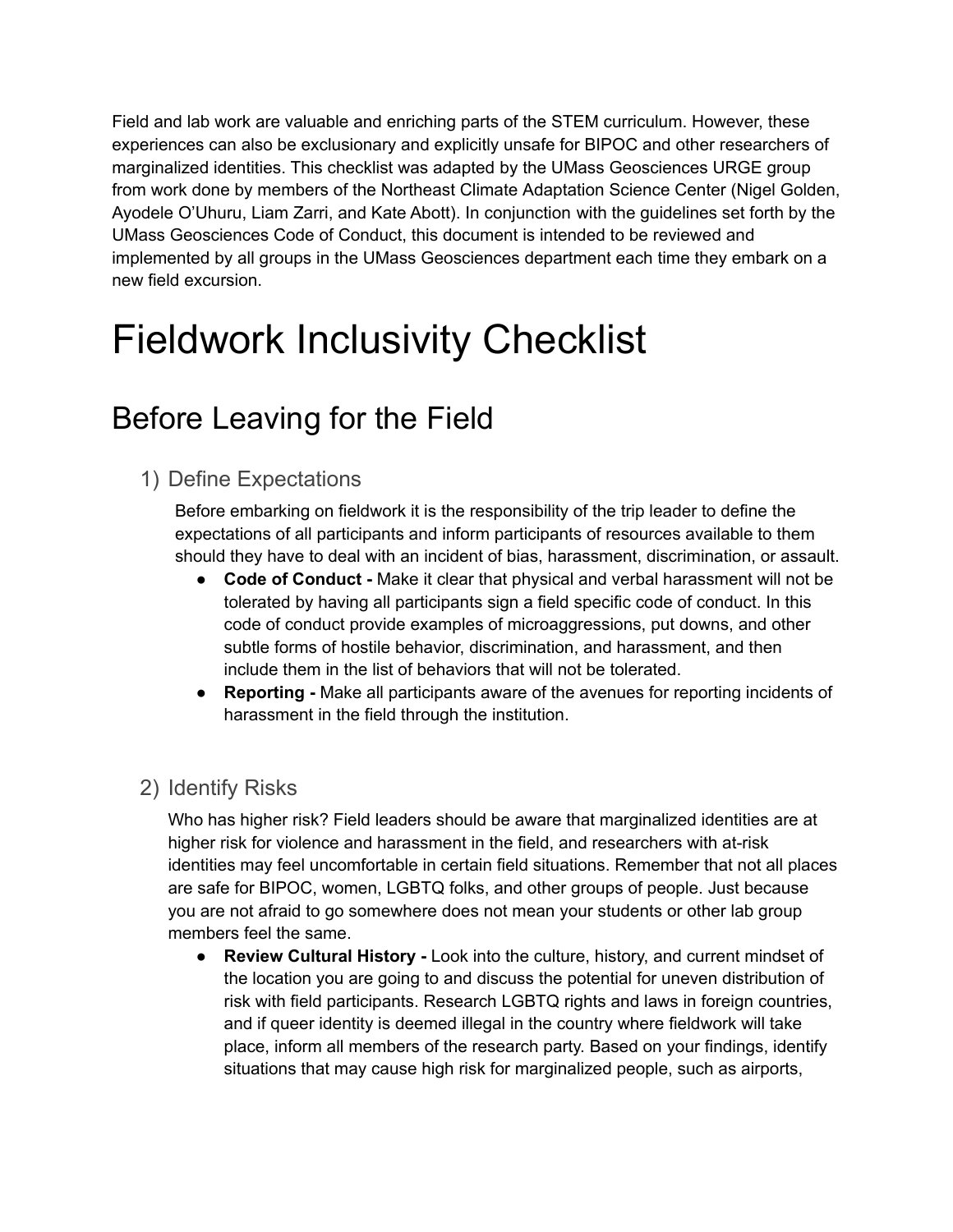Field and lab work are valuable and enriching parts of the STEM curriculum. However, these experiences can also be exclusionary and explicitly unsafe for BIPOC and other researchers of marginalized identities. This checklist was adapted by the UMass Geosciences URGE group from work done by members of the Northeast Climate Adaptation Science Center (Nigel Golden, Ayodele O'Uhuru, Liam Zarri, and Kate Abott). In conjunction with the guidelines set forth by the UMass Geosciences Code of Conduct, this document is intended to be reviewed and implemented by all groups in the UMass Geosciences department each time they embark on a new field excursion.

# Fieldwork Inclusivity Checklist

## Before Leaving for the Field

### 1) Define Expectations

Before embarking on fieldwork it is the responsibility of the trip leader to define the expectations of all participants and inform participants of resources available to them should they have to deal with an incident of bias, harassment, discrimination, or assault.

- **Code of Conduct -** Make it clear that physical and verbal harassment will not be tolerated by having all participants sign a field specific code of conduct. In this code of conduct provide examples of microaggressions, put downs, and other subtle forms of hostile behavior, discrimination, and harassment, and then include them in the list of behaviors that will not be tolerated.
- **Reporting -** Make all participants aware of the avenues for reporting incidents of harassment in the field through the institution.

### 2) Identify Risks

Who has higher risk? Field leaders should be aware that marginalized identities are at higher risk for violence and harassment in the field, and researchers with at-risk identities may feel uncomfortable in certain field situations. Remember that not all places are safe for BIPOC, women, LGBTQ folks, and other groups of people. Just because you are not afraid to go somewhere does not mean your students or other lab group members feel the same.

- **Review Cultural History -** Look into the culture, history, and current mindset of the location you are going to and discuss the potential for uneven distribution of risk with field participants. Research LGBTQ rights and laws in foreign countries, and if queer identity is deemed illegal in the country where fieldwork will take place, inform all members of the research party. Based on your findings, identify situations that may cause high risk for marginalized people, such as airports,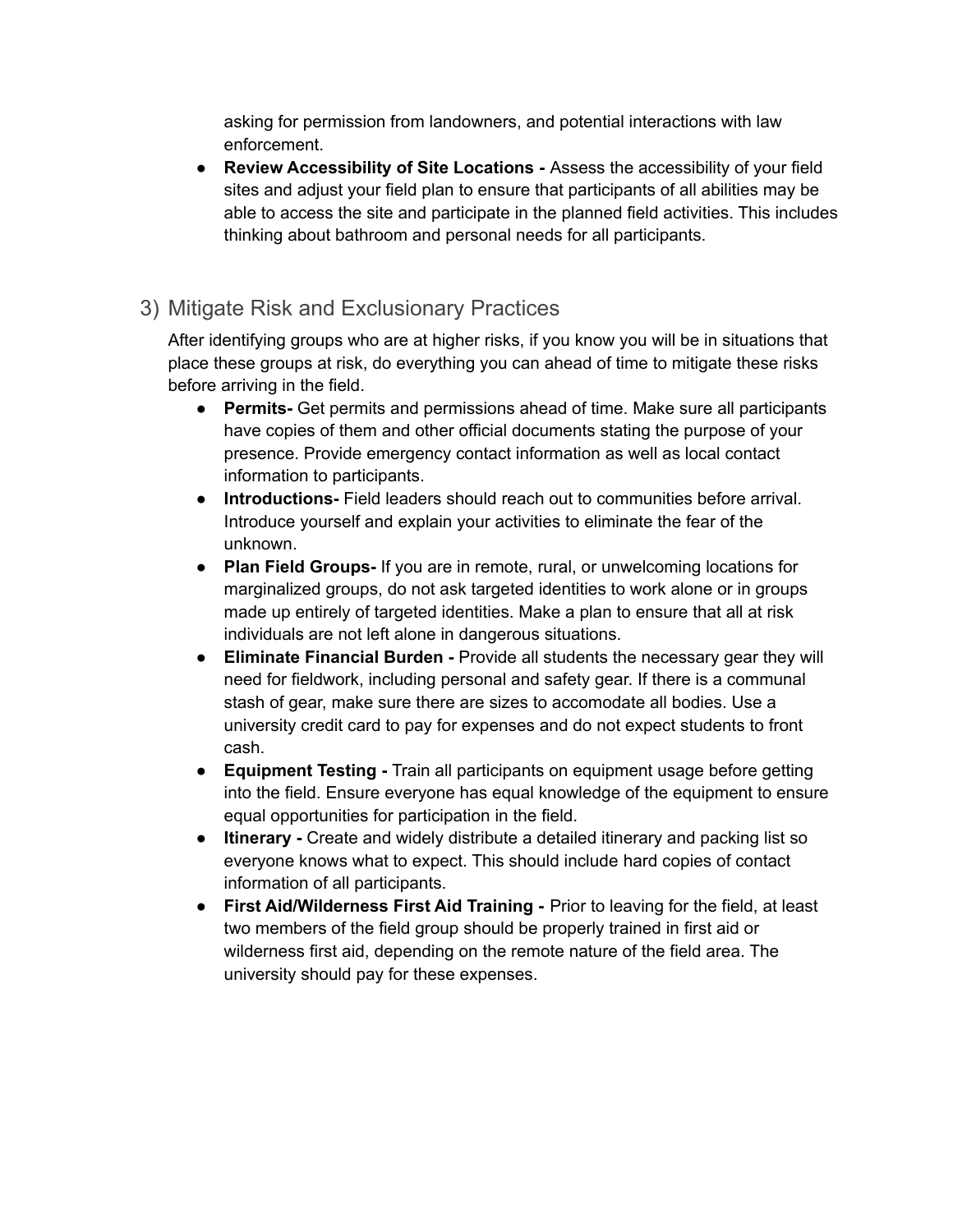asking for permission from landowners, and potential interactions with law enforcement.

- **Review Accessibility of Site Locations -** Assess the accessibility of your field sites and adjust your field plan to ensure that participants of all abilities may be able to access the site and participate in the planned field activities. This includes thinking about bathroom and personal needs for all participants.

## 3) Mitigate Risk and Exclusionary Practices

After identifying groups who are at higher risks, if you know you will be in situations that place these groups at risk, do everything you can ahead of time to mitigate these risks before arriving in the field.

- **Permits-** Get permits and permissions ahead of time. Make sure all participants have copies of them and other official documents stating the purpose of your presence. Provide emergency contact information as well as local contact information to participants.
- **Introductions-** Field leaders should reach out to communities before arrival. Introduce yourself and explain your activities to eliminate the fear of the unknown.
- **Plan Field Groups-** If you are in remote, rural, or unwelcoming locations for marginalized groups, do not ask targeted identities to work alone or in groups made up entirely of targeted identities. Make a plan to ensure that all at risk individuals are not left alone in dangerous situations.
- **Eliminate Financial Burden -** Provide all students the necessary gear they will need for fieldwork, including personal and safety gear. If there is a communal stash of gear, make sure there are sizes to accomodate all bodies. Use a university credit card to pay for expenses and do not expect students to front cash.
- **Equipment Testing -** Train all participants on equipment usage before getting into the field. Ensure everyone has equal knowledge of the equipment to ensure equal opportunities for participation in the field.
- **Itinerary -** Create and widely distribute a detailed itinerary and packing list so everyone knows what to expect. This should include hard copies of contact information of all participants.
- **First Aid/Wilderness First Aid Training -** Prior to leaving for the field, at least two members of the field group should be properly trained in first aid or wilderness first aid, depending on the remote nature of the field area. The university should pay for these expenses.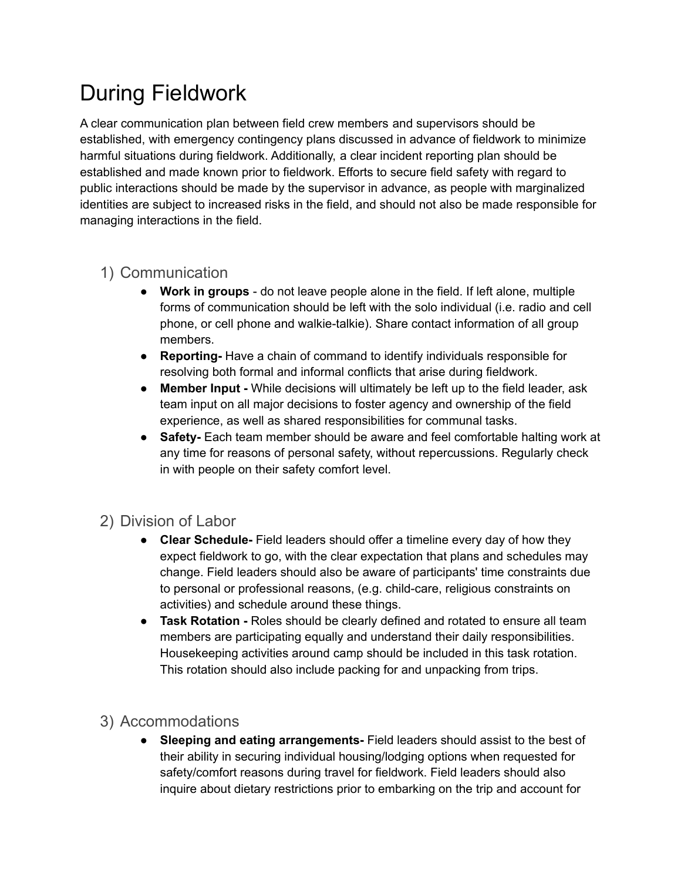# During Fieldwork

A clear communication plan between field crew members and supervisors should be established, with emergency contingency plans discussed in advance of fieldwork to minimize harmful situations during fieldwork. Additionally, a clear incident reporting plan should be established and made known prior to fieldwork. Efforts to secure field safety with regard to public interactions should be made by the supervisor in advance, as people with marginalized identities are subject to increased risks in the field, and should not also be made responsible for managing interactions in the field.

## 1) Communication

- **Work in groups** - do not leave people alone in the field. If left alone, multiple forms of communication should be left with the solo individual (i.e. radio and cell phone, or cell phone and walkie-talkie). Share contact information of all group members.
- **Reporting-** Have a chain of command to identify individuals responsible for resolving both formal and informal conflicts that arise during fieldwork.
- **Member Input -** While decisions will ultimately be left up to the field leader, ask team input on all major decisions to foster agency and ownership of the field experience, as well as shared responsibilities for communal tasks.
- **Safety-** Each team member should be aware and feel comfortable halting work at any time for reasons of personal safety, without repercussions. Regularly check in with people on their safety comfort level.

## 2) Division of Labor

- **Clear Schedule-** Field leaders should offer a timeline every day of how they expect fieldwork to go, with the clear expectation that plans and schedules may change. Field leaders should also be aware of participants' time constraints due to personal or professional reasons, (e.g. child-care, religious constraints on activities) and schedule around these things.
- **Task Rotation -** Roles should be clearly defined and rotated to ensure all team members are participating equally and understand their daily responsibilities. Housekeeping activities around camp should be included in this task rotation. This rotation should also include packing for and unpacking from trips.

## 3) Accommodations

- **Sleeping and eating arrangements-** Field leaders should assist to the best of their ability in securing individual housing/lodging options when requested for safety/comfort reasons during travel for fieldwork. Field leaders should also inquire about dietary restrictions prior to embarking on the trip and account for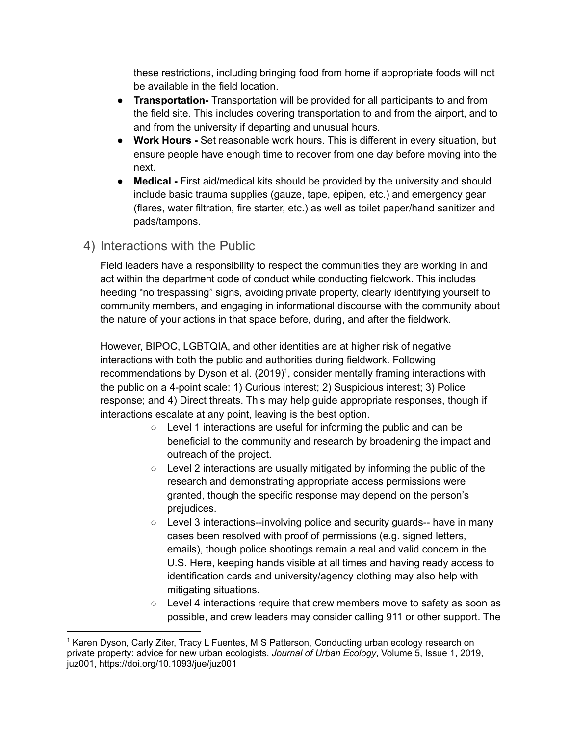these restrictions, including bringing food from home if appropriate foods will not be available in the field location.

- **Transportation-** Transportation will be provided for all participants to and from the field site. This includes covering transportation to and from the airport, and to and from the university if departing and unusual hours.
- **Work Hours -** Set reasonable work hours. This is different in every situation, but ensure people have enough time to recover from one day before moving into the next.
- **Medical -** First aid/medical kits should be provided by the university and should include basic trauma supplies (gauze, tape, epipen, etc.) and emergency gear (flares, water filtration, fire starter, etc.) as well as toilet paper/hand sanitizer and pads/tampons.

## 4) Interactions with the Public

Field leaders have a responsibility to respect the communities they are working in and act within the department code of conduct while conducting fieldwork. This includes heeding "no trespassing" signs, avoiding private property, clearly identifying yourself to community members, and engaging in informational discourse with the community about the nature of your actions in that space before, during, and after the fieldwork.

However, BIPOC, LGBTQIA, and other identities are at higher risk of negative interactions with both the public and authorities during fieldwork. Following recommendations by Dyson et al. (2019)[1], consider mentally framing interactions with the public on a 4-point scale: 1) Curious interest; 2) Suspicious interest; 3) Police response; and 4) Direct threats. This may help guide appropriate responses, though if interactions escalate at any point, leaving is the best option.

- Level 1 interactions are useful for informing the public and can be beneficial to the community and research by broadening the impact and outreach of the project.
- Level 2 interactions are usually mitigated by informing the public of the research and demonstrating appropriate access permissions were granted, though the specific response may depend on the person's prejudices.
- Level 3 interactions--involving police and security guards-- have in many cases been resolved with proof of permissions (e.g. signed letters, emails), though police shootings remain a real and valid concern in the U.S. Here, keeping hands visible at all times and having ready access to identification cards and university/agency clothing may also help with mitigating situations.
- Level 4 interactions require that crew members move to safety as soon as possible, and crew leaders may consider calling 911 or other support. The

[1] Karen Dyson, Carly Ziter, Tracy L Fuentes, M S Patterson, Conducting urban ecology research on private property: advice for new urban ecologists, *Journal of Urban Ecology*, Volume 5, Issue 1, 2019, juz001, https://doi.org/10.1093/jue/juz001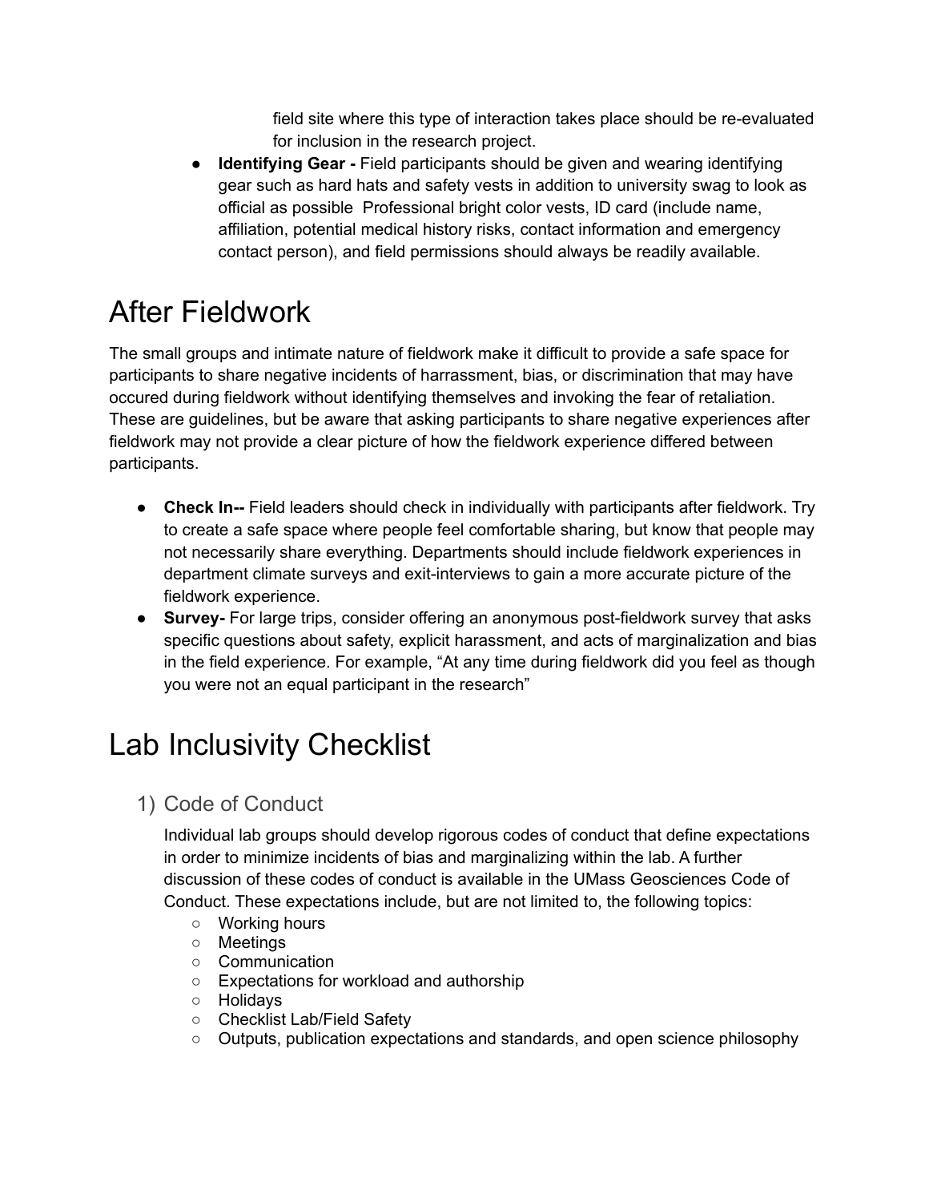field site where this type of interaction takes place should be re-evaluated for inclusion in the research project.

- **Identifying Gear -** Field participants should be given and wearing identifying gear such as hard hats and safety vests in addition to university swag to look as official as possible  Professional bright color vests, ID card (include name, affiliation, potential medical history risks, contact information and emergency contact person), and field permissions should always be readily available.

# After Fieldwork

The small groups and intimate nature of fieldwork make it difficult to provide a safe space for participants to share negative incidents of harrassment, bias, or discrimination that may have occured during fieldwork without identifying themselves and invoking the fear of retaliation. These are guidelines, but be aware that asking participants to share negative experiences after fieldwork may not provide a clear picture of how the fieldwork experience differed between participants.

- **Check In--** Field leaders should check in individually with participants after fieldwork. Try to create a safe space where people feel comfortable sharing, but know that people may not necessarily share everything. Departments should include fieldwork experiences in department climate surveys and exit-interviews to gain a more accurate picture of the fieldwork experience.
- **Survey-** For large trips, consider offering an anonymous post-fieldwork survey that asks specific questions about safety, explicit harassment, and acts of marginalization and bias in the field experience. For example, "At any time during fieldwork did you feel as though you were not an equal participant in the research"

# Lab Inclusivity Checklist

## 1) Code of Conduct

Individual lab groups should develop rigorous codes of conduct that define expectations in order to minimize incidents of bias and marginalizing within the lab. A further discussion of these codes of conduct is available in the UMass Geosciences Code of Conduct. These expectations include, but are not limited to, the following topics:

- Working hours
- Meetings
- Communication
- Expectations for workload and authorship
- Holidays
- Checklist Lab/Field Safety
- Outputs, publication expectations and standards, and open science philosophy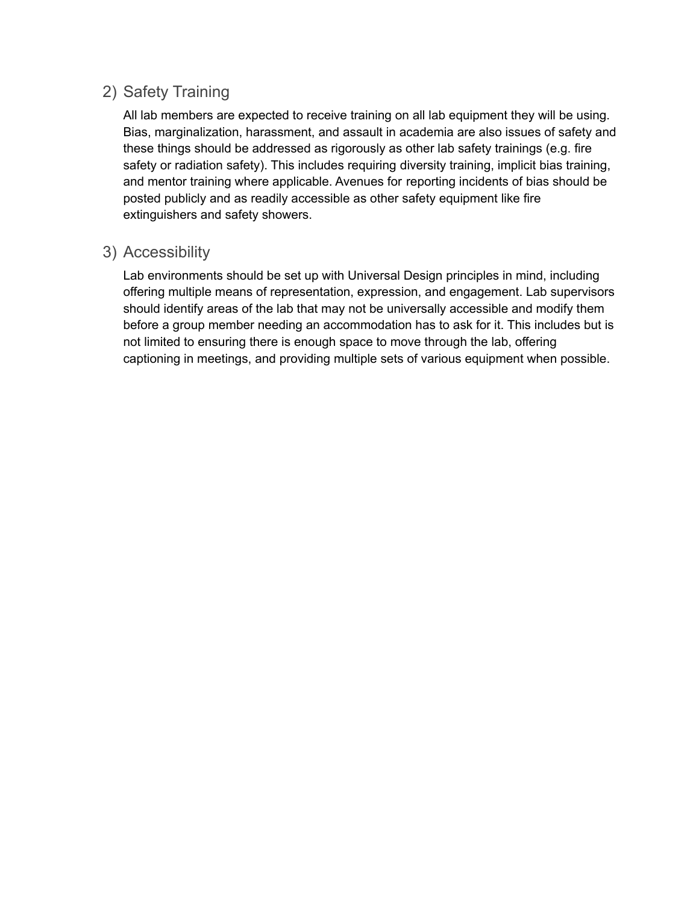2) Safety Training

All lab members are expected to receive training on all lab equipment they will be using. Bias, marginalization, harassment, and assault in academia are also issues of safety and these things should be addressed as rigorously as other lab safety trainings (e.g. fire safety or radiation safety). This includes requiring diversity training, implicit bias training, and mentor training where applicable. Avenues for reporting incidents of bias should be posted publicly and as readily accessible as other safety equipment like fire extinguishers and safety showers.

3) Accessibility

Lab environments should be set up with Universal Design principles in mind, including offering multiple means of representation, expression, and engagement. Lab supervisors should identify areas of the lab that may not be universally accessible and modify them before a group member needing an accommodation has to ask for it. This includes but is not limited to ensuring there is enough space to move through the lab, offering captioning in meetings, and providing multiple sets of various equipment when possible.